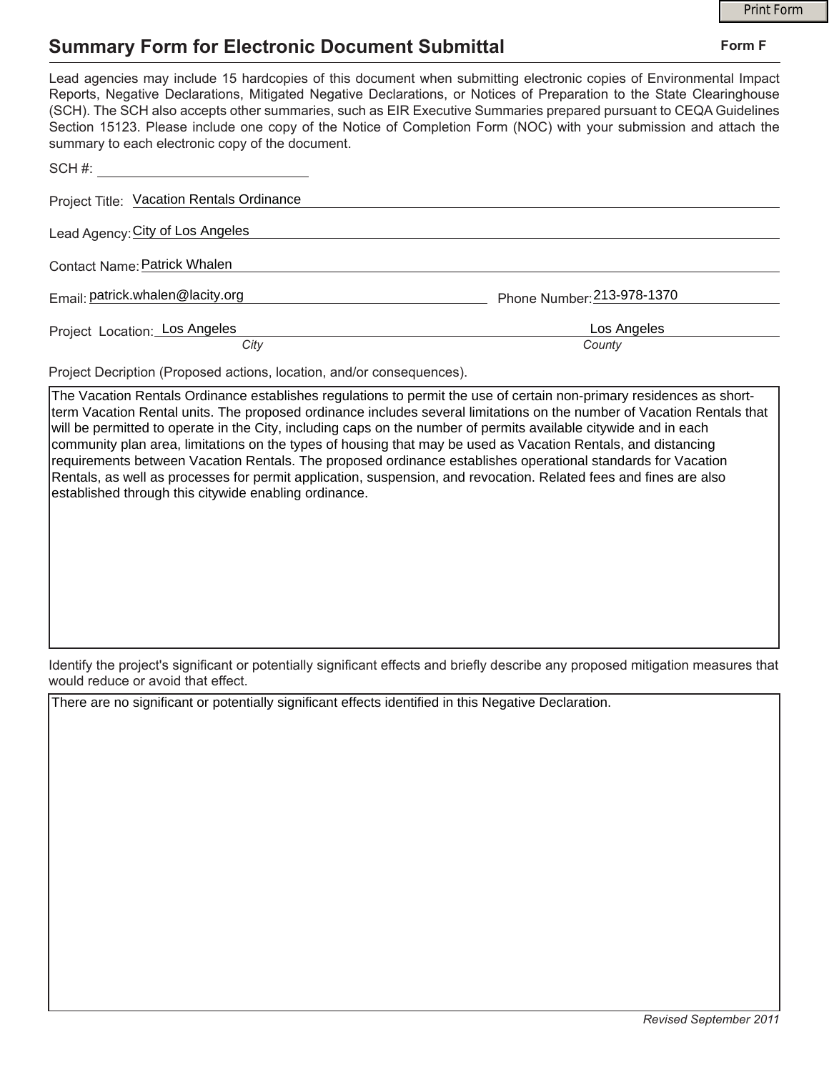# Summary Form for Electronic Document Submittal

**Form F**

Lead agencies may include 15 hardcopies of this document when submitting electronic copies of Environmental Impact Reports, Negative Declarations, Mitigated Negative Declarations, or Notices of Preparation to the State Clearinghouse (SCH). The SCH also accepts other summaries, such as EIR Executive Summaries prepared pursuant to CEQA Guidelines Section 15123. Please include one copy of the Notice of Completion Form (NOC) with your submission and attach the summary to each electronic copy of the document.

SCH #: ______________________

Project Title: Vacation Rentals Ordinance

Lead Agency: City of Los Angeles

Contact Name: Patrick Whalen

Email: patrick.whalen@lacity.org  Phone Number: 213-978-1370

Project Location: Los Angeles (*City*)  Los Angeles (*County*)

Project Decription (Proposed actions, location, and/or consequences).

The Vacation Rentals Ordinance establishes regulations to permit the use of certain non-primary residences as short-term Vacation Rental units. The proposed ordinance includes several limitations on the number of Vacation Rentals that will be permitted to operate in the City, including caps on the number of permits available citywide and in each community plan area, limitations on the types of housing that may be used as Vacation Rentals, and distancing requirements between Vacation Rentals. The proposed ordinance establishes operational standards for Vacation Rentals, as well as processes for permit application, suspension, and revocation. Related fees and fines are also established through this citywide enabling ordinance.

Identify the project's significant or potentially significant effects and briefly describe any proposed mitigation measures that would reduce or avoid that effect.

There are no significant or potentially significant effects identified in this Negative Declaration.

*Revised September 2011*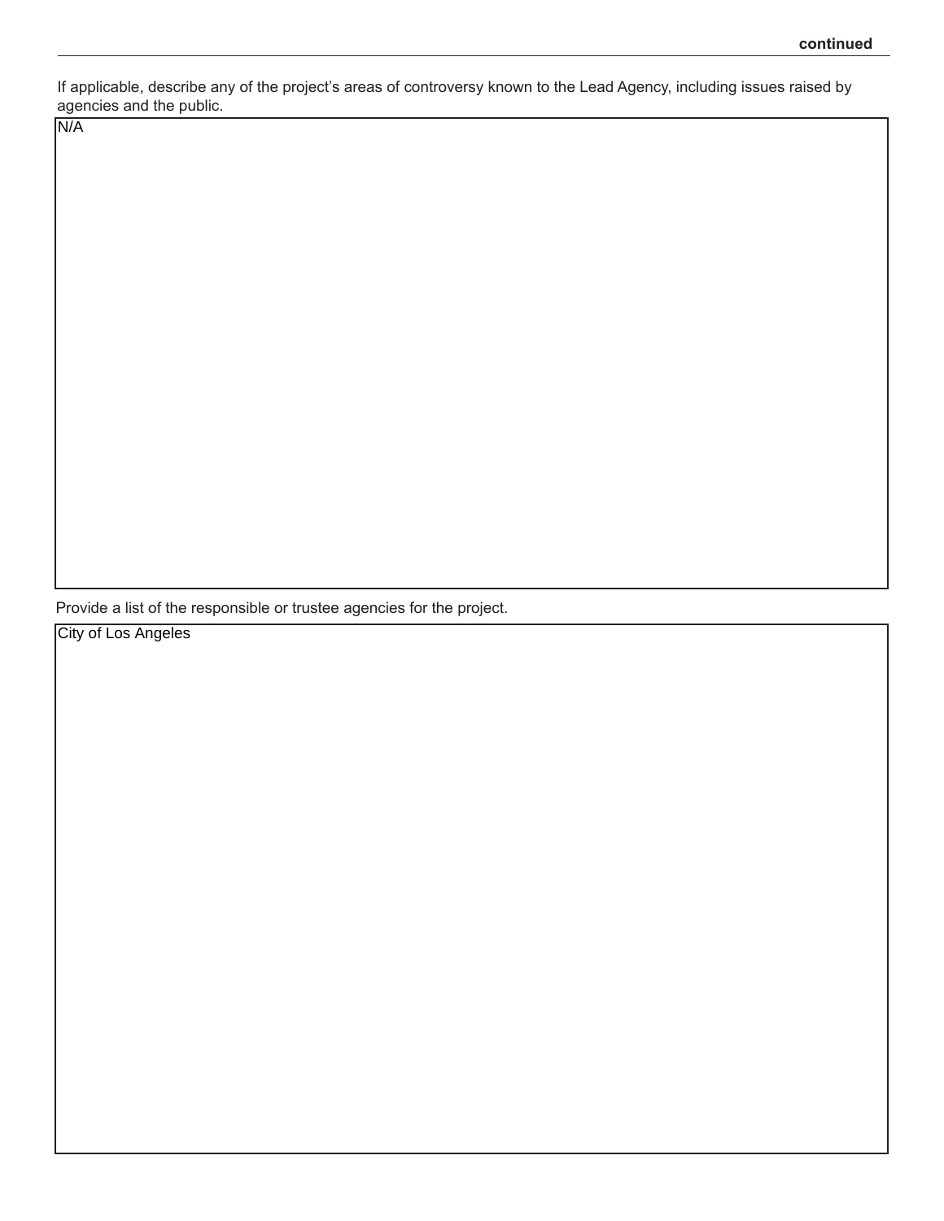**continued**

If applicable, describe any of the project's areas of controversy known to the Lead Agency, including issues raised by agencies and the public.

N/A

Provide a list of the responsible or trustee agencies for the project.

City of Los Angeles